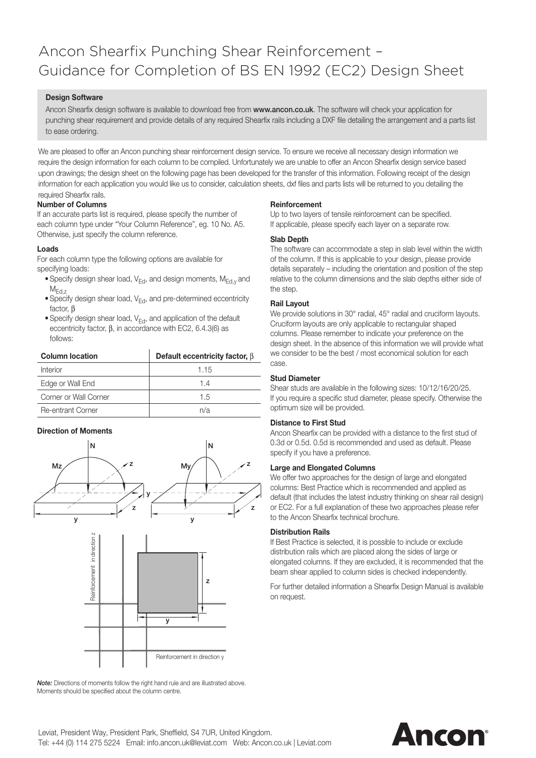# Ancon Shearfix Punching Shear Reinforcement – Guidance for Completion of BS EN 1992 (EC2) Design Sheet

**Design Software**

Ancon Shearfix design software is available to download free from **www.ancon.co.uk**. The software will check your application for punching shear requirement and provide details of any required Shearfix rails including a DXF file detailing the arrangement and a parts list to ease ordering.

We are pleased to offer an Ancon punching shear reinforcement design service. To ensure we receive all necessary design information we require the design information for each column to be compiled. Unfortunately we are unable to offer an Ancon Shearfix design service based upon drawings; the design sheet on the following page has been developed for the transfer of this information. Following receipt of the design information for each application you would like us to consider, calculation sheets, dxf files and parts lists will be returned to you detailing the required Shearfix rails.

**Number of Columns**

If an accurate parts list is required, please specify the number of each column type under "Your Column Reference", eg. 10 No. A5. Otherwise, just specify the column reference.

**Loads**

For each column type the following options are available for specifying loads:

- Specify design shear load, $V_{Ed}$, and design moments, $M_{Ed,y}$ and $M_{Ed,z}$
- Specify design shear load, $V_{Ed}$, and pre-determined eccentricity factor, $\beta$
- Specify design shear load, $V_{Ed}$, and application of the default eccentricity factor, $\beta$, in accordance with EC2, 6.4.3(6) as follows:

| Column location | Default eccentricity factor, $\beta$ |
|---|---|
| Interior | 1.15 |
| Edge or Wall End | 1.4 |
| Corner or Wall Corner | 1.5 |
| Re-entrant Corner | n/a |

**Direction of Moments**

*Note:* Directions of moments follow the right hand rule and are illustrated above. Moments should be specified about the column centre.

**Reinforcement**

Up to two layers of tensile reinforcement can be specified. If applicable, please specify each layer on a separate row.

**Slab Depth**

The software can accommodate a step in slab level within the width of the column. If this is applicable to your design, please provide details separately – including the orientation and position of the step relative to the column dimensions and the slab depths either side of the step.

**Rail Layout**

We provide solutions in 30° radial, 45° radial and cruciform layouts. Cruciform layouts are only applicable to rectangular shaped columns. Please remember to indicate your preference on the design sheet. In the absence of this information we will provide what we consider to be the best / most economical solution for each case.

**Stud Diameter**

Shear studs are available in the following sizes: 10/12/16/20/25. If you require a specific stud diameter, please specify. Otherwise the optimum size will be provided.

**Distance to First Stud**

Ancon Shearfix can be provided with a distance to the first stud of 0.3d or 0.5d. 0.5d is recommended and used as default. Please specify if you have a preference.

**Large and Elongated Columns**

We offer two approaches for the design of large and elongated columns: Best Practice which is recommended and applied as default (that includes the latest industry thinking on shear rail design) or EC2. For a full explanation of these two approaches please refer to the Ancon Shearfix technical brochure.

**Distribution Rails**

If Best Practice is selected, it is possible to include or exclude distribution rails which are placed along the sides of large or elongated columns. If they are excluded, it is recommended that the beam shear applied to column sides is checked independently.

For further detailed information a Shearfix Design Manual is available on request.

Leviat, President Way, President Park, Sheffield, S4 7UR, United Kingdom.
Tel: +44 (0) 114 275 5224 Email: info.ancon.uk@leviat.com Web: Ancon.co.uk | Leviat.com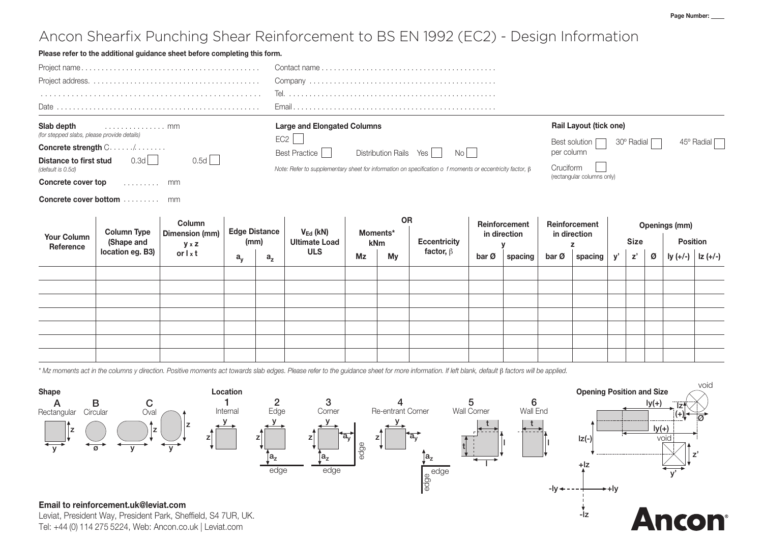Page Number: ____

# Ancon Shearfix Punching Shear Reinforcement to BS EN 1992 (EC2) - Design Information

**Please refer to the additional guidance sheet before completing this form.**

Project name . . . . . . . . . . . . . . . . . . . . . . . . . . . . . . . . . . . . . . . . . . .

Project address. . . . . . . . . . . . . . . . . . . . . . . . . . . . . . . . . . . . . . . . . .

. . . . . . . . . . . . . . . . . . . . . . . . . . . . . . . . . . . . . . . . . . . . . . . . . . .

Date . . . . . . . . . . . . . . . . . . . . . . . . . . . . . . . . . . . . . . . . . . . . . . . . .

Contact name . . . . . . . . . . . . . . . . . . . . . . . . . . . . . . . . . . . . . . . . . .

Company . . . . . . . . . . . . . . . . . . . . . . . . . . . . . . . . . . . . . . . . . . . . .

Tel. . . . . . . . . . . . . . . . . . . . . . . . . . . . . . . . . . . . . . . . . . . . . . . . . .

Email . . . . . . . . . . . . . . . . . . . . . . . . . . . . . . . . . . . . . . . . . . . . . . . .

**Slab depth** . . . . . . . . . . . . . . . mm
*(for stepped slabs, please provide details)*

**Concrete strength** C. . . . . . /. . . . . . . .

**Distance to first stud** 0.3d ☐ 0.5d ☐
*(default is 0.5d)*

**Concrete cover top** . . . . . . . . . mm

**Concrete cover bottom** . . . . . . . . . mm

**Large and Elongated Columns**

EC2 ☐

Best Practice ☐ Distribution Rails Yes ☐ No ☐

*Note: Refer to supplementary sheet for information on specification o f moments or eccentricity factor, β*

**Rail Layout (tick one)**

Best solution per column ☐ 30º Radial ☐ 45º Radial ☐

Cruciform ☐
*(rectangular columns only)*

| Your Column Reference | Column Type (Shape and location eg. B3) | Column Dimension (mm) y x z or l x t | Edge Distance (mm) | | $V_{Ed}$ (kN) Ultimate Load ULS | Moments* kNm | | OR Eccentricity factor, β | Reinforcement in direction y | | Reinforcement in direction z | | Openings (mm) | | | | |
|---|---|---|---|---|---|---|---|---|---|---|---|---|---|---|---|---|---|
| | | | $a_y$ | $a_z$ | | Mz | My | | bar Ø | spacing | bar Ø | spacing | Size y' | Size z' | Size Ø | Position ly (+/-) | Position lz (+/-) |
| | | | | | | | | | | | | | | | | | |
| | | | | | | | | | | | | | | | | | |
| | | | | | | | | | | | | | | | | | |
| | | | | | | | | | | | | | | | | | |
| | | | | | | | | | | | | | | | | | |
| | | | | | | | | | | | | | | | | | |
| | | | | | | | | | | | | | | | | | |

*\* Mz moments act in the columns y direction. Positive moments act towards slab edges. Please refer to the guidance sheet for more information. If left blank, default β factors will be applied.*

**Shape**

A Rectangular — B Circular — C Oval

z, y, ø, y, z, y

**Location**

1 Internal — 2 Edge — 3 Corner — 4 Re-entrant Corner — 5 Wall Corner — 6 Wall End

y, z, $a_y$, $a_z$, edge, t, l

**Opening Position and Size**

void, ly(+), lz(+), Ø, ly(+), void, lz(-), z', y', +lz, -ly, +ly, -lz

**Email to reinforcement.uk@leviat.com**

Leviat, President Way, President Park, Sheffield, S4 7UR, UK.

Tel: +44 (0) 114 275 5224, Web: Ancon.co.uk | Leviat.com

Ancon®